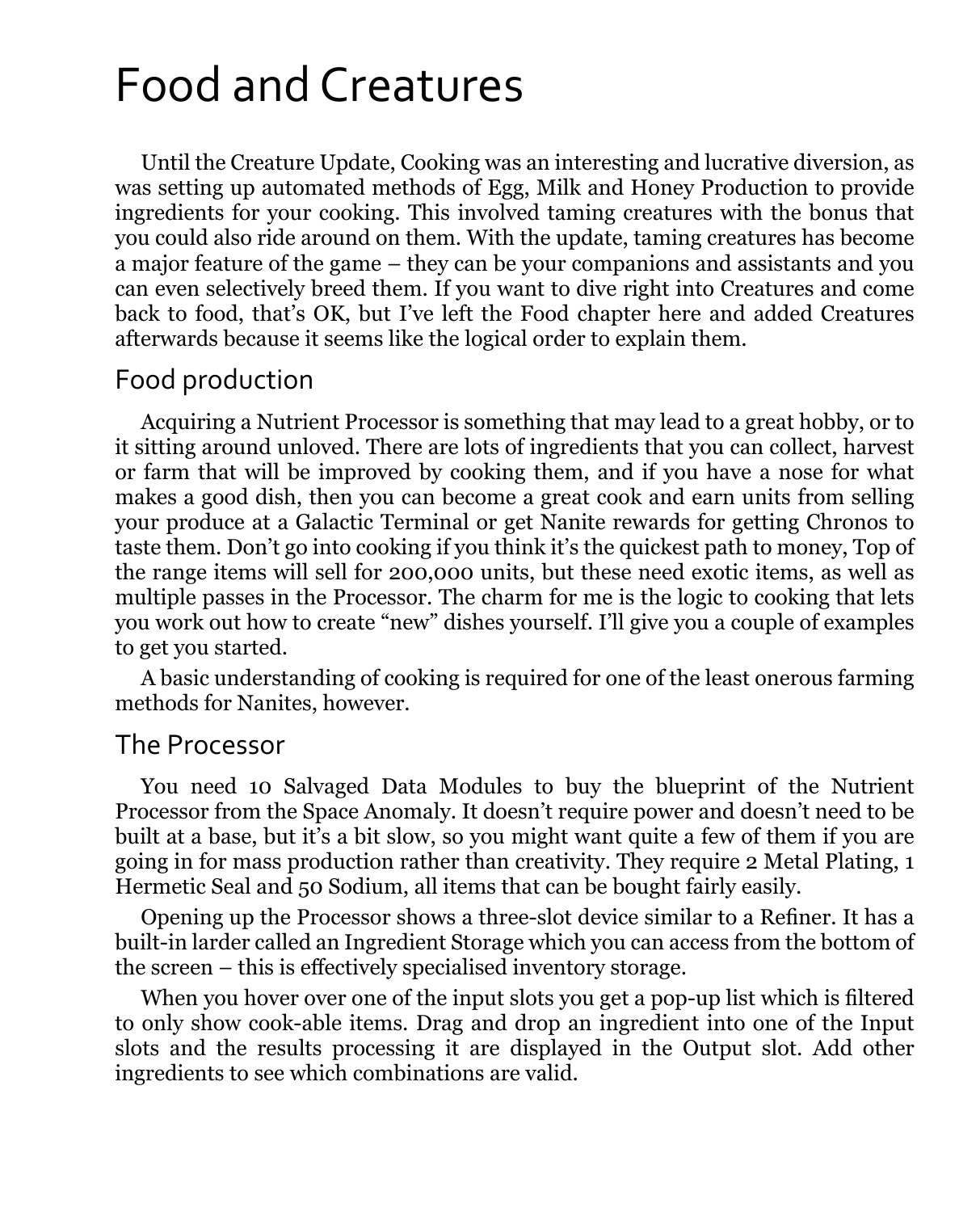# Food and Creatures

Until the Creature Update, Cooking was an interesting and lucrative diversion, as was setting up automated methods of Egg, Milk and Honey Production to provide ingredients for your cooking. This involved taming creatures with the bonus that you could also ride around on them. With the update, taming creatures has become a major feature of the game – they can be your companions and assistants and you can even selectively breed them. If you want to dive right into Creatures and come back to food, that's OK, but I've left the Food chapter here and added Creatures afterwards because it seems like the logical order to explain them.

## Food production

Acquiring a Nutrient Processor is something that may lead to a great hobby, or to it sitting around unloved. There are lots of ingredients that you can collect, harvest or farm that will be improved by cooking them, and if you have a nose for what makes a good dish, then you can become a great cook and earn units from selling your produce at a Galactic Terminal or get Nanite rewards for getting Chronos to taste them. Don't go into cooking if you think it's the quickest path to money, Top of the range items will sell for 200,000 units, but these need exotic items, as well as multiple passes in the Processor. The charm for me is the logic to cooking that lets you work out how to create "new" dishes yourself. I'll give you a couple of examples to get you started.

A basic understanding of cooking is required for one of the least onerous farming methods for Nanites, however.

## The Processor

You need 10 Salvaged Data Modules to buy the blueprint of the Nutrient Processor from the Space Anomaly. It doesn't require power and doesn't need to be built at a base, but it's a bit slow, so you might want quite a few of them if you are going in for mass production rather than creativity. They require 2 Metal Plating, 1 Hermetic Seal and 50 Sodium, all items that can be bought fairly easily.

Opening up the Processor shows a three-slot device similar to a Refiner. It has a built-in larder called an Ingredient Storage which you can access from the bottom of the screen – this is effectively specialised inventory storage.

When you hover over one of the input slots you get a pop-up list which is filtered to only show cook-able items. Drag and drop an ingredient into one of the Input slots and the results processing it are displayed in the Output slot. Add other ingredients to see which combinations are valid.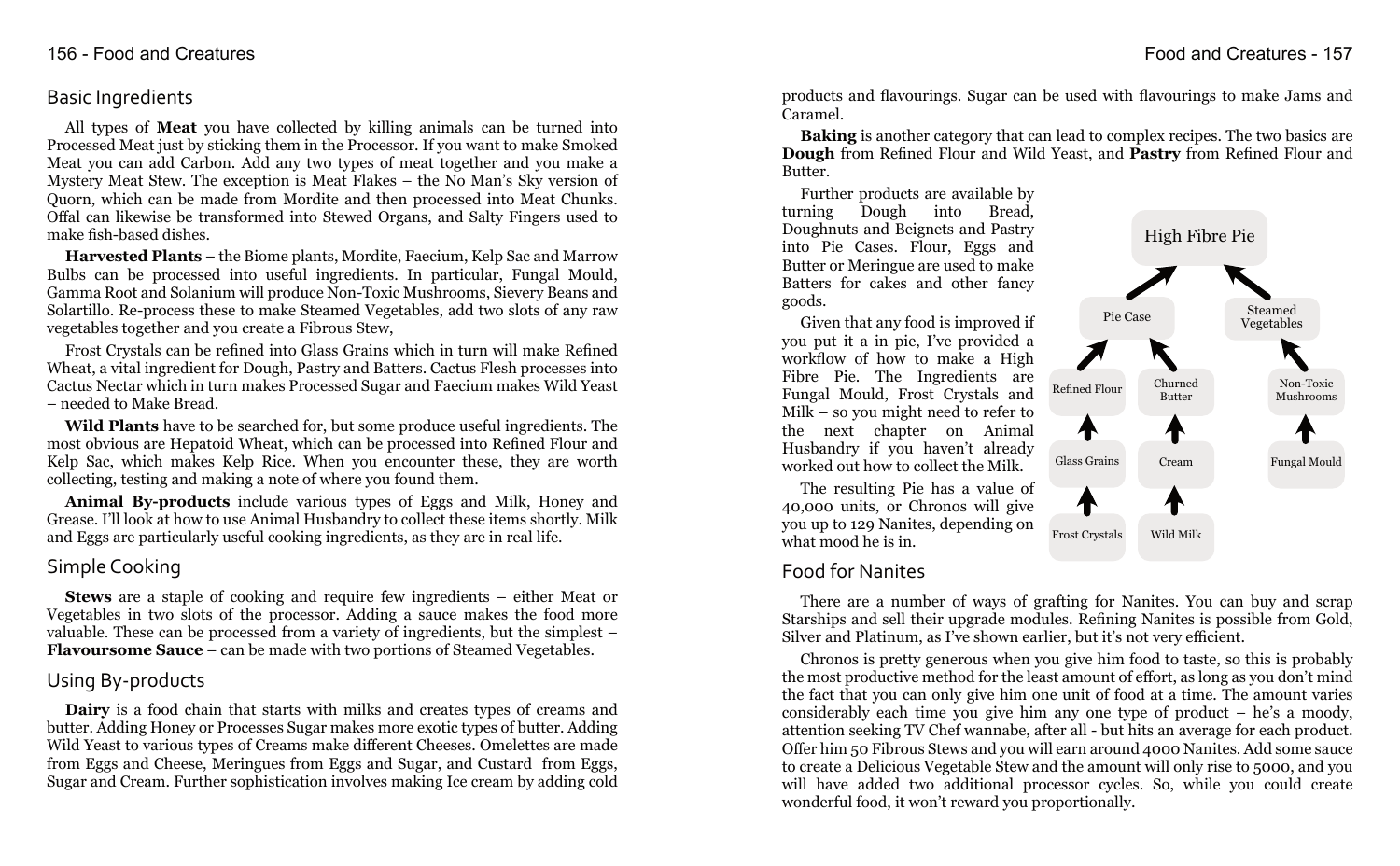## Basic Ingredients

All types of **Meat** you have collected by killing animals can be turned into Processed Meat just by sticking them in the Processor. If you want to make Smoked Meat you can add Carbon. Add any two types of meat together and you make a Mystery Meat Stew. The exception is Meat Flakes – the No Man's Sky version of Quorn, which can be made from Mordite and then processed into Meat Chunks. Offal can likewise be transformed into Stewed Organs, and Salty Fingers used to make fish-based dishes.

**Harvested Plants** – the Biome plants, Mordite, Faecium, Kelp Sac and Marrow Bulbs can be processed into useful ingredients. In particular, Fungal Mould, Gamma Root and Solanium will produce Non-Toxic Mushrooms, Sievery Beans and Solartillo. Re-process these to make Steamed Vegetables, add two slots of any raw vegetables together and you create a Fibrous Stew,

Frost Crystals can be refined into Glass Grains which in turn will make Refined Wheat, a vital ingredient for Dough, Pastry and Batters. Cactus Flesh processes into Cactus Nectar which in turn makes Processed Sugar and Faecium makes Wild Yeast – needed to Make Bread.

**Wild Plants** have to be searched for, but some produce useful ingredients. The most obvious are Hepatoid Wheat, which can be processed into Refined Flour and Kelp Sac, which makes Kelp Rice. When you encounter these, they are worth collecting, testing and making a note of where you found them.

**Animal By-products** include various types of Eggs and Milk, Honey and Grease. I'll look at how to use Animal Husbandry to collect these items shortly. Milk and Eggs are particularly useful cooking ingredients, as they are in real life.

## Simple Cooking

**Stews** are a staple of cooking and require few ingredients – either Meat or Vegetables in two slots of the processor. Adding a sauce makes the food more valuable. These can be processed from a variety of ingredients, but the simplest – **Flavoursome Sauce** – can be made with two portions of Steamed Vegetables.

## Using By-products

**Dairy** is a food chain that starts with milks and creates types of creams and butter. Adding Honey or Processes Sugar makes more exotic types of butter. Adding Wild Yeast to various types of Creams make different Cheeses. Omelettes are made from Eggs and Cheese, Meringues from Eggs and Sugar, and Custard from Eggs, Sugar and Cream. Further sophistication involves making Ice cream by adding cold products and flavourings. Sugar can be used with flavourings to make Jams and Caramel.

**Baking** is another category that can lead to complex recipes. The two basics are **Dough** from Refined Flour and Wild Yeast, and **Pastry** from Refined Flour and Butter.

Further products are available by turning Dough into Bread, Doughnuts and Beignets and Pastry into Pie Cases. Flour, Eggs and Butter or Meringue are used to make Batters for cakes and other fancy goods.

Given that any food is improved if you put it a in pie, I've provided a workflow of how to make a High Fibre Pie. The Ingredients are Fungal Mould, Frost Crystals and Milk – so you might need to refer to the next chapter on Animal Husbandry if you haven't already worked out how to collect the Milk.

High Fibre Pie
- Pie Case
  - Refined Flour ← Glass Grains ← Frost Crystals
  - Churned Butter ← Cream ← Wild Milk
- Steamed Vegetables
  - Non-Toxic Mushrooms ← Fungal Mould

The resulting Pie has a value of 40,000 units, or Chronos will give you up to 129 Nanites, depending on what mood he is in.

## Food for Nanites

There are a number of ways of grafting for Nanites. You can buy and scrap Starships and sell their upgrade modules. Refining Nanites is possible from Gold, Silver and Platinum, as I've shown earlier, but it's not very efficient.

Chronos is pretty generous when you give him food to taste, so this is probably the most productive method for the least amount of effort, as long as you don't mind the fact that you can only give him one unit of food at a time. The amount varies considerably each time you give him any one type of product – he's a moody, attention seeking TV Chef wannabe, after all - but hits an average for each product. Offer him 50 Fibrous Stews and you will earn around 4000 Nanites. Add some sauce to create a Delicious Vegetable Stew and the amount will only rise to 5000, and you will have added two additional processor cycles. So, while you could create wonderful food, it won't reward you proportionally.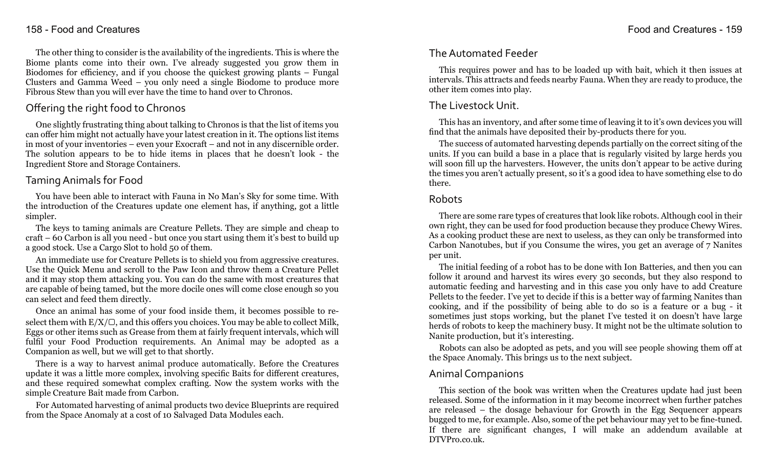The other thing to consider is the availability of the ingredients. This is where the Biome plants come into their own. I've already suggested you grow them in Biodomes for efficiency, and if you choose the quickest growing plants – Fungal Clusters and Gamma Weed – you only need a single Biodome to produce more Fibrous Stew than you will ever have the time to hand over to Chronos.

## Offering the right food to Chronos

One slightly frustrating thing about talking to Chronos is that the list of items you can offer him might not actually have your latest creation in it. The options list items in most of your inventories – even your Exocraft – and not in any discernible order. The solution appears to be to hide items in places that he doesn't look - the Ingredient Store and Storage Containers.

## Taming Animals for Food

You have been able to interact with Fauna in No Man's Sky for some time. With the introduction of the Creatures update one element has, if anything, got a little simpler.

The keys to taming animals are Creature Pellets. They are simple and cheap to craft – 60 Carbon is all you need - but once you start using them it's best to build up a good stock. Use a Cargo Slot to hold 50 of them.

An immediate use for Creature Pellets is to shield you from aggressive creatures. Use the Quick Menu and scroll to the Paw Icon and throw them a Creature Pellet and it may stop them attacking you. You can do the same with most creatures that are capable of being tamed, but the more docile ones will come close enough so you can select and feed them directly.

Once an animal has some of your food inside them, it becomes possible to re-select them with E/X/▢, and this offers you choices. You may be able to collect Milk, Eggs or other items such as Grease from them at fairly frequent intervals, which will fulfil your Food Production requirements. An Animal may be adopted as a Companion as well, but we will get to that shortly.

There is a way to harvest animal produce automatically. Before the Creatures update it was a little more complex, involving specific Baits for different creatures, and these required somewhat complex crafting. Now the system works with the simple Creature Bait made from Carbon.

For Automated harvesting of animal products two device Blueprints are required from the Space Anomaly at a cost of 10 Salvaged Data Modules each.

## The Automated Feeder

This requires power and has to be loaded up with bait, which it then issues at intervals. This attracts and feeds nearby Fauna. When they are ready to produce, the other item comes into play.

## The Livestock Unit.

This has an inventory, and after some time of leaving it to it's own devices you will find that the animals have deposited their by-products there for you.

The success of automated harvesting depends partially on the correct siting of the units. If you can build a base in a place that is regularly visited by large herds you will soon fill up the harvesters. However, the units don't appear to be active during the times you aren't actually present, so it's a good idea to have something else to do there.

## Robots

There are some rare types of creatures that look like robots. Although cool in their own right, they can be used for food production because they produce Chewy Wires. As a cooking product these are next to useless, as they can only be transformed into Carbon Nanotubes, but if you Consume the wires, you get an average of 7 Nanites per unit.

The initial feeding of a robot has to be done with Ion Batteries, and then you can follow it around and harvest its wires every 30 seconds, but they also respond to automatic feeding and harvesting and in this case you only have to add Creature Pellets to the feeder. I've yet to decide if this is a better way of farming Nanites than cooking, and if the possibility of being able to do so is a feature or a bug - it sometimes just stops working, but the planet I've tested it on doesn't have large herds of robots to keep the machinery busy. It might not be the ultimate solution to Nanite production, but it's interesting.

Robots can also be adopted as pets, and you will see people showing them off at the Space Anomaly. This brings us to the next subject.

## Animal Companions

This section of the book was written when the Creatures update had just been released. Some of the information in it may become incorrect when further patches are released – the dosage behaviour for Growth in the Egg Sequencer appears bugged to me, for example. Also, some of the pet behaviour may yet to be fine-tuned. If there are significant changes, I will make an addendum available at DTVPro.co.uk.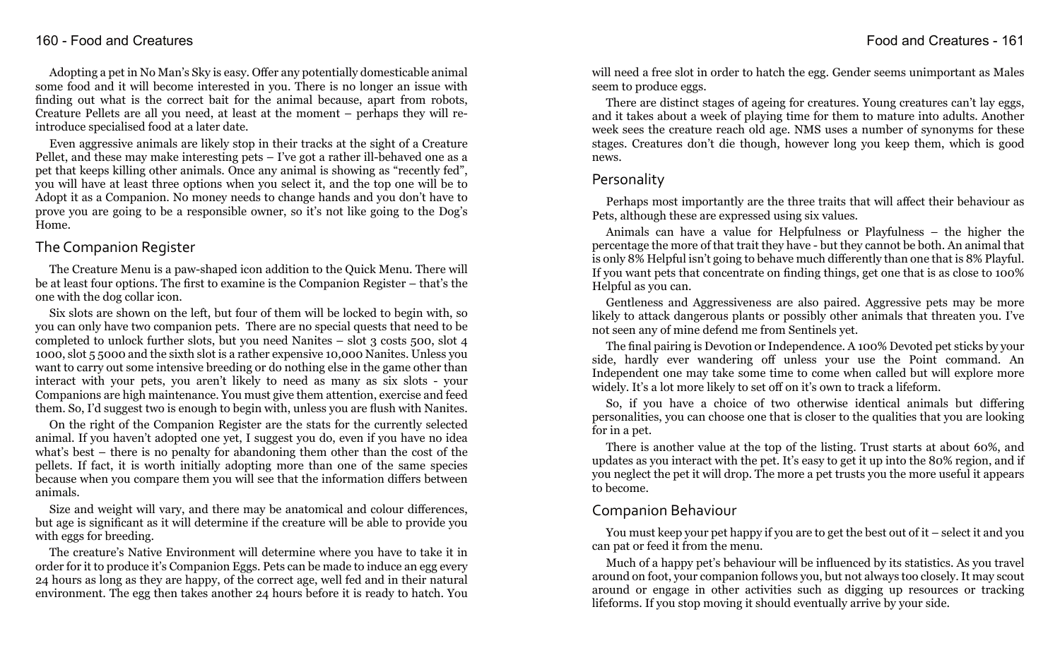Adopting a pet in No Man's Sky is easy. Offer any potentially domesticable animal some food and it will become interested in you. There is no longer an issue with finding out what is the correct bait for the animal because, apart from robots, Creature Pellets are all you need, at least at the moment – perhaps they will re-introduce specialised food at a later date.

Even aggressive animals are likely stop in their tracks at the sight of a Creature Pellet, and these may make interesting pets – I've got a rather ill-behaved one as a pet that keeps killing other animals. Once any animal is showing as "recently fed", you will have at least three options when you select it, and the top one will be to Adopt it as a Companion. No money needs to change hands and you don't have to prove you are going to be a responsible owner, so it's not like going to the Dog's Home.

## The Companion Register

The Creature Menu is a paw-shaped icon addition to the Quick Menu. There will be at least four options. The first to examine is the Companion Register – that's the one with the dog collar icon.

Six slots are shown on the left, but four of them will be locked to begin with, so you can only have two companion pets. There are no special quests that need to be completed to unlock further slots, but you need Nanites – slot 3 costs 500, slot 4 1000, slot 5 5000 and the sixth slot is a rather expensive 10,000 Nanites. Unless you want to carry out some intensive breeding or do nothing else in the game other than interact with your pets, you aren't likely to need as many as six slots - your Companions are high maintenance. You must give them attention, exercise and feed them. So, I'd suggest two is enough to begin with, unless you are flush with Nanites.

On the right of the Companion Register are the stats for the currently selected animal. If you haven't adopted one yet, I suggest you do, even if you have no idea what's best – there is no penalty for abandoning them other than the cost of the pellets. If fact, it is worth initially adopting more than one of the same species because when you compare them you will see that the information differs between animals.

Size and weight will vary, and there may be anatomical and colour differences, but age is significant as it will determine if the creature will be able to provide you with eggs for breeding.

The creature's Native Environment will determine where you have to take it in order for it to produce it's Companion Eggs. Pets can be made to induce an egg every 24 hours as long as they are happy, of the correct age, well fed and in their natural environment. The egg then takes another 24 hours before it is ready to hatch. You will need a free slot in order to hatch the egg. Gender seems unimportant as Males seem to produce eggs.

There are distinct stages of ageing for creatures. Young creatures can't lay eggs, and it takes about a week of playing time for them to mature into adults. Another week sees the creature reach old age. NMS uses a number of synonyms for these stages. Creatures don't die though, however long you keep them, which is good news.

## Personality

Perhaps most importantly are the three traits that will affect their behaviour as Pets, although these are expressed using six values.

Animals can have a value for Helpfulness or Playfulness – the higher the percentage the more of that trait they have - but they cannot be both. An animal that is only 8% Helpful isn't going to behave much differently than one that is 8% Playful. If you want pets that concentrate on finding things, get one that is as close to 100% Helpful as you can.

Gentleness and Aggressiveness are also paired. Aggressive pets may be more likely to attack dangerous plants or possibly other animals that threaten you. I've not seen any of mine defend me from Sentinels yet.

The final pairing is Devotion or Independence. A 100% Devoted pet sticks by your side, hardly ever wandering off unless your use the Point command. An Independent one may take some time to come when called but will explore more widely. It's a lot more likely to set off on it's own to track a lifeform.

So, if you have a choice of two otherwise identical animals but differing personalities, you can choose one that is closer to the qualities that you are looking for in a pet.

There is another value at the top of the listing. Trust starts at about 60%, and updates as you interact with the pet. It's easy to get it up into the 80% region, and if you neglect the pet it will drop. The more a pet trusts you the more useful it appears to become.

## Companion Behaviour

You must keep your pet happy if you are to get the best out of it – select it and you can pat or feed it from the menu.

Much of a happy pet's behaviour will be influenced by its statistics. As you travel around on foot, your companion follows you, but not always too closely. It may scout around or engage in other activities such as digging up resources or tracking lifeforms. If you stop moving it should eventually arrive by your side.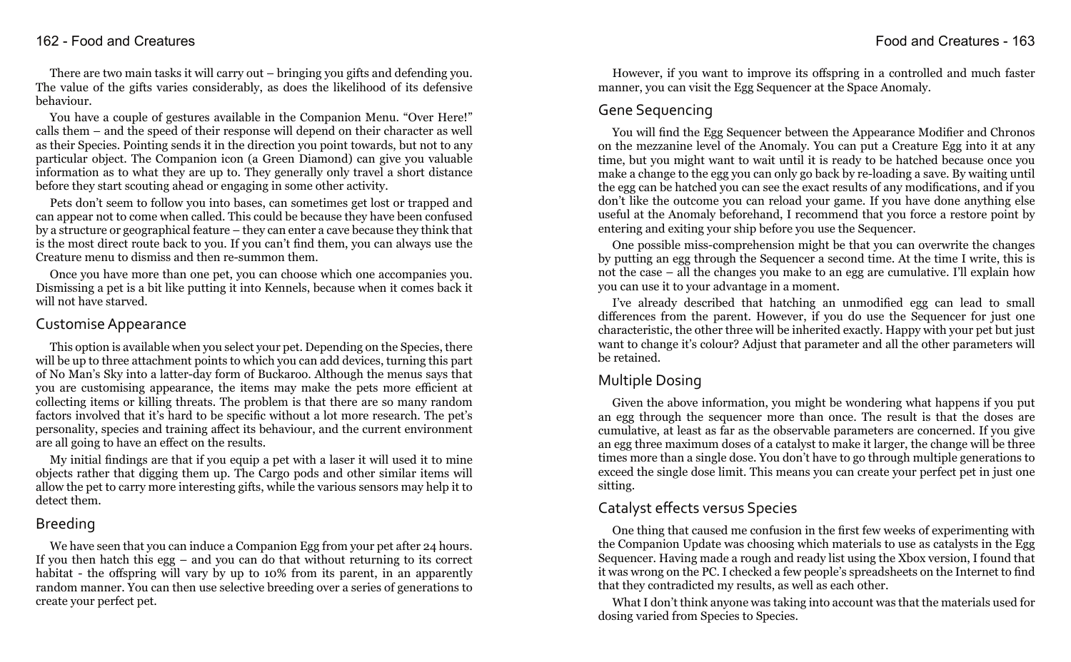There are two main tasks it will carry out – bringing you gifts and defending you. The value of the gifts varies considerably, as does the likelihood of its defensive behaviour.

You have a couple of gestures available in the Companion Menu. "Over Here!" calls them – and the speed of their response will depend on their character as well as their Species. Pointing sends it in the direction you point towards, but not to any particular object. The Companion icon (a Green Diamond) can give you valuable information as to what they are up to. They generally only travel a short distance before they start scouting ahead or engaging in some other activity.

Pets don't seem to follow you into bases, can sometimes get lost or trapped and can appear not to come when called. This could be because they have been confused by a structure or geographical feature – they can enter a cave because they think that is the most direct route back to you. If you can't find them, you can always use the Creature menu to dismiss and then re-summon them.

Once you have more than one pet, you can choose which one accompanies you. Dismissing a pet is a bit like putting it into Kennels, because when it comes back it will not have starved.

## Customise Appearance

This option is available when you select your pet. Depending on the Species, there will be up to three attachment points to which you can add devices, turning this part of No Man's Sky into a latter-day form of Buckaroo. Although the menus says that you are customising appearance, the items may make the pets more efficient at collecting items or killing threats. The problem is that there are so many random factors involved that it's hard to be specific without a lot more research. The pet's personality, species and training affect its behaviour, and the current environment are all going to have an effect on the results.

My initial findings are that if you equip a pet with a laser it will used it to mine objects rather that digging them up. The Cargo pods and other similar items will allow the pet to carry more interesting gifts, while the various sensors may help it to detect them.

## Breeding

We have seen that you can induce a Companion Egg from your pet after 24 hours. If you then hatch this egg – and you can do that without returning to its correct habitat - the offspring will vary by up to 10% from its parent, in an apparently random manner. You can then use selective breeding over a series of generations to create your perfect pet.

However, if you want to improve its offspring in a controlled and much faster manner, you can visit the Egg Sequencer at the Space Anomaly.

## Gene Sequencing

You will find the Egg Sequencer between the Appearance Modifier and Chronos on the mezzanine level of the Anomaly. You can put a Creature Egg into it at any time, but you might want to wait until it is ready to be hatched because once you make a change to the egg you can only go back by re-loading a save. By waiting until the egg can be hatched you can see the exact results of any modifications, and if you don't like the outcome you can reload your game. If you have done anything else useful at the Anomaly beforehand, I recommend that you force a restore point by entering and exiting your ship before you use the Sequencer.

One possible miss-comprehension might be that you can overwrite the changes by putting an egg through the Sequencer a second time. At the time I write, this is not the case – all the changes you make to an egg are cumulative. I'll explain how you can use it to your advantage in a moment.

I've already described that hatching an unmodified egg can lead to small differences from the parent. However, if you do use the Sequencer for just one characteristic, the other three will be inherited exactly. Happy with your pet but just want to change it's colour? Adjust that parameter and all the other parameters will be retained.

## Multiple Dosing

Given the above information, you might be wondering what happens if you put an egg through the sequencer more than once. The result is that the doses are cumulative, at least as far as the observable parameters are concerned. If you give an egg three maximum doses of a catalyst to make it larger, the change will be three times more than a single dose. You don't have to go through multiple generations to exceed the single dose limit. This means you can create your perfect pet in just one sitting.

## Catalyst effects versus Species

One thing that caused me confusion in the first few weeks of experimenting with the Companion Update was choosing which materials to use as catalysts in the Egg Sequencer. Having made a rough and ready list using the Xbox version, I found that it was wrong on the PC. I checked a few people's spreadsheets on the Internet to find that they contradicted my results, as well as each other.

What I don't think anyone was taking into account was that the materials used for dosing varied from Species to Species.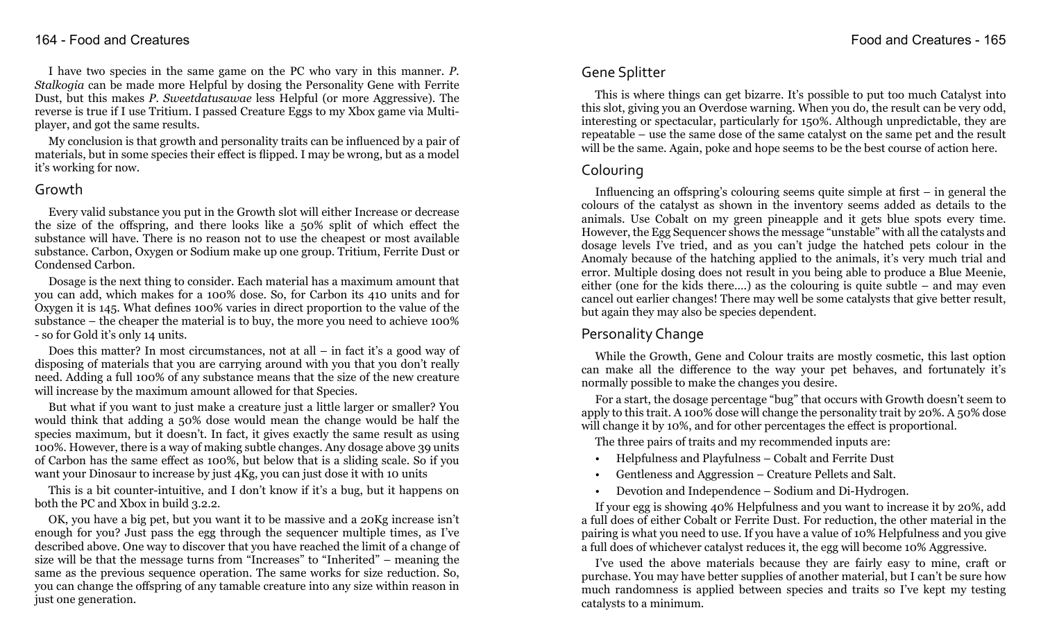I have two species in the same game on the PC who vary in this manner. *P. Stalkogia* can be made more Helpful by dosing the Personality Gene with Ferrite Dust, but this makes *P. Sweetdatusawae* less Helpful (or more Aggressive). The reverse is true if I use Tritium. I passed Creature Eggs to my Xbox game via Multiplayer, and got the same results.

My conclusion is that growth and personality traits can be influenced by a pair of materials, but in some species their effect is flipped. I may be wrong, but as a model it's working for now.

## Growth

Every valid substance you put in the Growth slot will either Increase or decrease the size of the offspring, and there looks like a 50% split of which effect the substance will have. There is no reason not to use the cheapest or most available substance. Carbon, Oxygen or Sodium make up one group. Tritium, Ferrite Dust or Condensed Carbon.

Dosage is the next thing to consider. Each material has a maximum amount that you can add, which makes for a 100% dose. So, for Carbon its 410 units and for Oxygen it is 145. What defines 100% varies in direct proportion to the value of the substance – the cheaper the material is to buy, the more you need to achieve 100% - so for Gold it's only 14 units.

Does this matter? In most circumstances, not at all – in fact it's a good way of disposing of materials that you are carrying around with you that you don't really need. Adding a full 100% of any substance means that the size of the new creature will increase by the maximum amount allowed for that Species.

But what if you want to just make a creature just a little larger or smaller? You would think that adding a 50% dose would mean the change would be half the species maximum, but it doesn't. In fact, it gives exactly the same result as using 100%. However, there is a way of making subtle changes. Any dosage above 39 units of Carbon has the same effect as 100%, but below that is a sliding scale. So if you want your Dinosaur to increase by just 4Kg, you can just dose it with 10 units

This is a bit counter-intuitive, and I don't know if it's a bug, but it happens on both the PC and Xbox in build 3.2.2.

OK, you have a big pet, but you want it to be massive and a 20Kg increase isn't enough for you? Just pass the egg through the sequencer multiple times, as I've described above. One way to discover that you have reached the limit of a change of size will be that the message turns from "Increases" to "Inherited" – meaning the same as the previous sequence operation. The same works for size reduction. So, you can change the offspring of any tamable creature into any size within reason in just one generation.

## Gene Splitter

This is where things can get bizarre. It's possible to put too much Catalyst into this slot, giving you an Overdose warning. When you do, the result can be very odd, interesting or spectacular, particularly for 150%. Although unpredictable, they are repeatable – use the same dose of the same catalyst on the same pet and the result will be the same. Again, poke and hope seems to be the best course of action here.

## Colouring

Influencing an offspring's colouring seems quite simple at first – in general the colours of the catalyst as shown in the inventory seems added as details to the animals. Use Cobalt on my green pineapple and it gets blue spots every time. However, the Egg Sequencer shows the message "unstable" with all the catalysts and dosage levels I've tried, and as you can't judge the hatched pets colour in the Anomaly because of the hatching applied to the animals, it's very much trial and error. Multiple dosing does not result in you being able to produce a Blue Meenie, either (one for the kids there....) as the colouring is quite subtle – and may even cancel out earlier changes! There may well be some catalysts that give better result, but again they may also be species dependent.

## Personality Change

While the Growth, Gene and Colour traits are mostly cosmetic, this last option can make all the difference to the way your pet behaves, and fortunately it's normally possible to make the changes you desire.

For a start, the dosage percentage "bug" that occurs with Growth doesn't seem to apply to this trait. A 100% dose will change the personality trait by 20%. A 50% dose will change it by 10%, and for other percentages the effect is proportional.

The three pairs of traits and my recommended inputs are:

- Helpfulness and Playfulness – Cobalt and Ferrite Dust
- Gentleness and Aggression – Creature Pellets and Salt.
- Devotion and Independence – Sodium and Di-Hydrogen.

If your egg is showing 40% Helpfulness and you want to increase it by 20%, add a full does of either Cobalt or Ferrite Dust. For reduction, the other material in the pairing is what you need to use. If you have a value of 10% Helpfulness and you give a full does of whichever catalyst reduces it, the egg will become 10% Aggressive.

I've used the above materials because they are fairly easy to mine, craft or purchase. You may have better supplies of another material, but I can't be sure how much randomness is applied between species and traits so I've kept my testing catalysts to a minimum.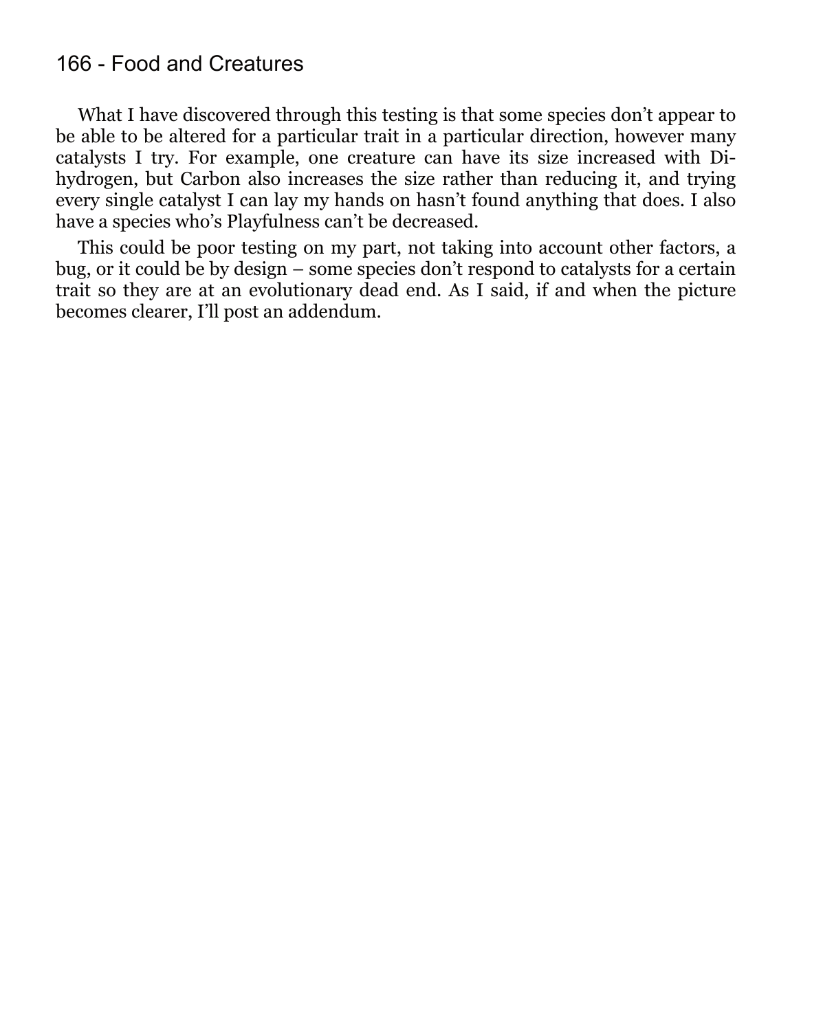What I have discovered through this testing is that some species don't appear to be able to be altered for a particular trait in a particular direction, however many catalysts I try. For example, one creature can have its size increased with Di-hydrogen, but Carbon also increases the size rather than reducing it, and trying every single catalyst I can lay my hands on hasn't found anything that does. I also have a species who's Playfulness can't be decreased.

This could be poor testing on my part, not taking into account other factors, a bug, or it could be by design – some species don't respond to catalysts for a certain trait so they are at an evolutionary dead end. As I said, if and when the picture becomes clearer, I'll post an addendum.